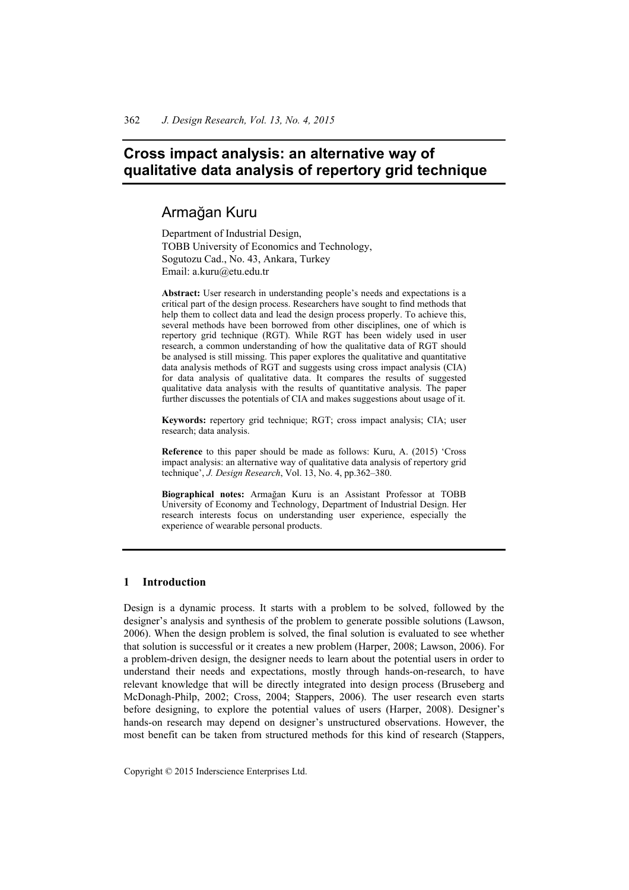# Cross impact analysis: an alternative way of qualitative data analysis of repertory grid technique

## Armağan Kuru

Department of Industrial Design,
TOBB University of Economics and Technology,
Sogutozu Cad., No. 43, Ankara, Turkey
Email: a.kuru@etu.edu.tr

**Abstract:** User research in understanding people's needs and expectations is a critical part of the design process. Researchers have sought to find methods that help them to collect data and lead the design process properly. To achieve this, several methods have been borrowed from other disciplines, one of which is repertory grid technique (RGT). While RGT has been widely used in user research, a common understanding of how the qualitative data of RGT should be analysed is still missing. This paper explores the qualitative and quantitative data analysis methods of RGT and suggests using cross impact analysis (CIA) for data analysis of qualitative data. It compares the results of suggested qualitative data analysis with the results of quantitative analysis. The paper further discusses the potentials of CIA and makes suggestions about usage of it.

**Keywords:** repertory grid technique; RGT; cross impact analysis; CIA; user research; data analysis.

**Reference** to this paper should be made as follows: Kuru, A. (2015) 'Cross impact analysis: an alternative way of qualitative data analysis of repertory grid technique', *J. Design Research*, Vol. 13, No. 4, pp.362–380.

**Biographical notes:** Armağan Kuru is an Assistant Professor at TOBB University of Economy and Technology, Department of Industrial Design. Her research interests focus on understanding user experience, especially the experience of wearable personal products.

## 1 Introduction

Design is a dynamic process. It starts with a problem to be solved, followed by the designer's analysis and synthesis of the problem to generate possible solutions (Lawson, 2006). When the design problem is solved, the final solution is evaluated to see whether that solution is successful or it creates a new problem (Harper, 2008; Lawson, 2006). For a problem-driven design, the designer needs to learn about the potential users in order to understand their needs and expectations, mostly through hands-on-research, to have relevant knowledge that will be directly integrated into design process (Bruseberg and McDonagh-Philp, 2002; Cross, 2004; Stappers, 2006). The user research even starts before designing, to explore the potential values of users (Harper, 2008). Designer's hands-on research may depend on designer's unstructured observations. However, the most benefit can be taken from structured methods for this kind of research (Stappers,

Copyright © 2015 Inderscience Enterprises Ltd.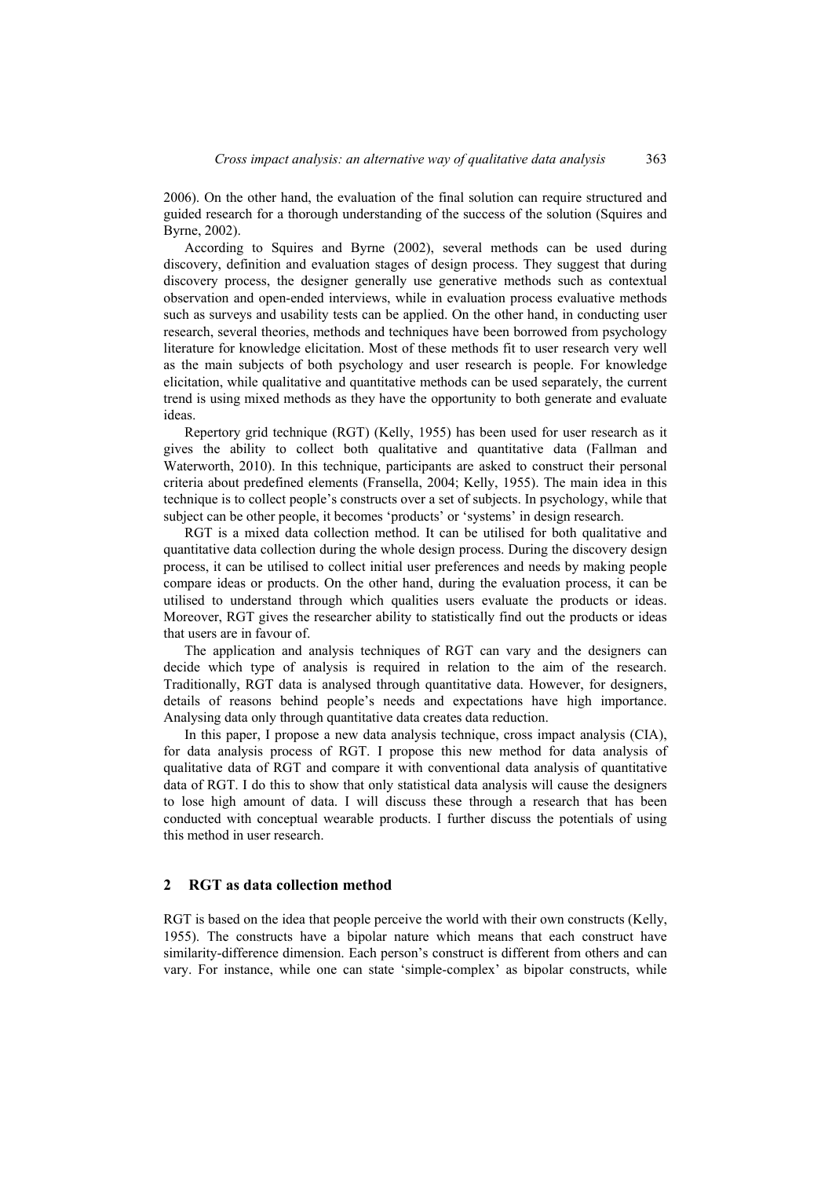2006). On the other hand, the evaluation of the final solution can require structured and guided research for a thorough understanding of the success of the solution (Squires and Byrne, 2002).

According to Squires and Byrne (2002), several methods can be used during discovery, definition and evaluation stages of design process. They suggest that during discovery process, the designer generally use generative methods such as contextual observation and open-ended interviews, while in evaluation process evaluative methods such as surveys and usability tests can be applied. On the other hand, in conducting user research, several theories, methods and techniques have been borrowed from psychology literature for knowledge elicitation. Most of these methods fit to user research very well as the main subjects of both psychology and user research is people. For knowledge elicitation, while qualitative and quantitative methods can be used separately, the current trend is using mixed methods as they have the opportunity to both generate and evaluate ideas.

Repertory grid technique (RGT) (Kelly, 1955) has been used for user research as it gives the ability to collect both qualitative and quantitative data (Fallman and Waterworth, 2010). In this technique, participants are asked to construct their personal criteria about predefined elements (Fransella, 2004; Kelly, 1955). The main idea in this technique is to collect people's constructs over a set of subjects. In psychology, while that subject can be other people, it becomes 'products' or 'systems' in design research.

RGT is a mixed data collection method. It can be utilised for both qualitative and quantitative data collection during the whole design process. During the discovery design process, it can be utilised to collect initial user preferences and needs by making people compare ideas or products. On the other hand, during the evaluation process, it can be utilised to understand through which qualities users evaluate the products or ideas. Moreover, RGT gives the researcher ability to statistically find out the products or ideas that users are in favour of.

The application and analysis techniques of RGT can vary and the designers can decide which type of analysis is required in relation to the aim of the research. Traditionally, RGT data is analysed through quantitative data. However, for designers, details of reasons behind people's needs and expectations have high importance. Analysing data only through quantitative data creates data reduction.

In this paper, I propose a new data analysis technique, cross impact analysis (CIA), for data analysis process of RGT. I propose this new method for data analysis of qualitative data of RGT and compare it with conventional data analysis of quantitative data of RGT. I do this to show that only statistical data analysis will cause the designers to lose high amount of data. I will discuss these through a research that has been conducted with conceptual wearable products. I further discuss the potentials of using this method in user research.

## 2 RGT as data collection method

RGT is based on the idea that people perceive the world with their own constructs (Kelly, 1955). The constructs have a bipolar nature which means that each construct have similarity-difference dimension. Each person's construct is different from others and can vary. For instance, while one can state 'simple-complex' as bipolar constructs, while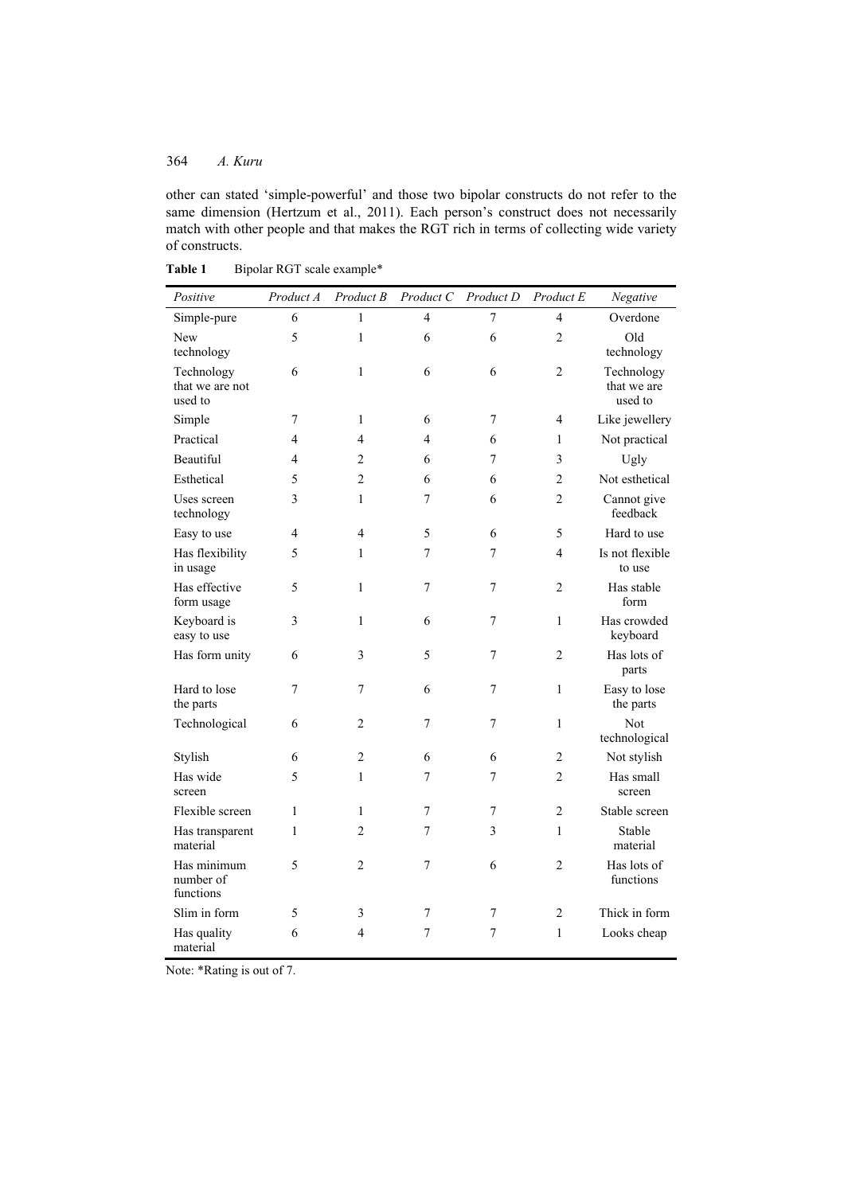other can stated 'simple-powerful' and those two bipolar constructs do not refer to the same dimension (Hertzum et al., 2011). Each person's construct does not necessarily match with other people and that makes the RGT rich in terms of collecting wide variety of constructs.

**Table 1** Bipolar RGT scale example*

| *Positive* | *Product A* | *Product B* | *Product C* | *Product D* | *Product E* | *Negative* |
|---|---|---|---|---|---|---|
| Simple-pure | 6 | 1 | 4 | 7 | 4 | Overdone |
| New technology | 5 | 1 | 6 | 6 | 2 | Old technology |
| Technology that we are not used to | 6 | 1 | 6 | 6 | 2 | Technology that we are used to |
| Simple | 7 | 1 | 6 | 7 | 4 | Like jewellery |
| Practical | 4 | 4 | 4 | 6 | 1 | Not practical |
| Beautiful | 4 | 2 | 6 | 7 | 3 | Ugly |
| Esthetical | 5 | 2 | 6 | 6 | 2 | Not esthetical |
| Uses screen technology | 3 | 1 | 7 | 6 | 2 | Cannot give feedback |
| Easy to use | 4 | 4 | 5 | 6 | 5 | Hard to use |
| Has flexibility in usage | 5 | 1 | 7 | 7 | 4 | Is not flexible to use |
| Has effective form usage | 5 | 1 | 7 | 7 | 2 | Has stable form |
| Keyboard is easy to use | 3 | 1 | 6 | 7 | 1 | Has crowded keyboard |
| Has form unity | 6 | 3 | 5 | 7 | 2 | Has lots of parts |
| Hard to lose the parts | 7 | 7 | 6 | 7 | 1 | Easy to lose the parts |
| Technological | 6 | 2 | 7 | 7 | 1 | Not technological |
| Stylish | 6 | 2 | 6 | 6 | 2 | Not stylish |
| Has wide screen | 5 | 1 | 7 | 7 | 2 | Has small screen |
| Flexible screen | 1 | 1 | 7 | 7 | 2 | Stable screen |
| Has transparent material | 1 | 2 | 7 | 3 | 1 | Stable material |
| Has minimum number of functions | 5 | 2 | 7 | 6 | 2 | Has lots of functions |
| Slim in form | 5 | 3 | 7 | 7 | 2 | Thick in form |
| Has quality material | 6 | 4 | 7 | 7 | 1 | Looks cheap |

Note: *Rating is out of 7.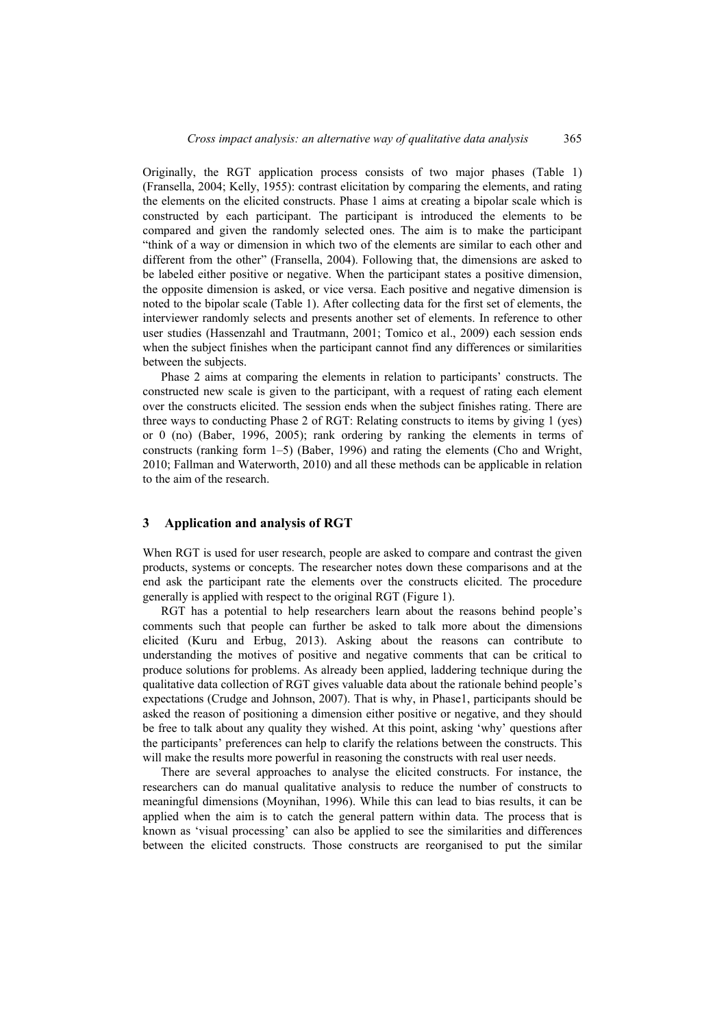Originally, the RGT application process consists of two major phases (Table 1) (Fransella, 2004; Kelly, 1955): contrast elicitation by comparing the elements, and rating the elements on the elicited constructs. Phase 1 aims at creating a bipolar scale which is constructed by each participant. The participant is introduced the elements to be compared and given the randomly selected ones. The aim is to make the participant "think of a way or dimension in which two of the elements are similar to each other and different from the other" (Fransella, 2004). Following that, the dimensions are asked to be labeled either positive or negative. When the participant states a positive dimension, the opposite dimension is asked, or vice versa. Each positive and negative dimension is noted to the bipolar scale (Table 1). After collecting data for the first set of elements, the interviewer randomly selects and presents another set of elements. In reference to other user studies (Hassenzahl and Trautmann, 2001; Tomico et al., 2009) each session ends when the subject finishes when the participant cannot find any differences or similarities between the subjects.

Phase 2 aims at comparing the elements in relation to participants' constructs. The constructed new scale is given to the participant, with a request of rating each element over the constructs elicited. The session ends when the subject finishes rating. There are three ways to conducting Phase 2 of RGT: Relating constructs to items by giving 1 (yes) or 0 (no) (Baber, 1996, 2005); rank ordering by ranking the elements in terms of constructs (ranking form 1–5) (Baber, 1996) and rating the elements (Cho and Wright, 2010; Fallman and Waterworth, 2010) and all these methods can be applicable in relation to the aim of the research.

## 3 Application and analysis of RGT

When RGT is used for user research, people are asked to compare and contrast the given products, systems or concepts. The researcher notes down these comparisons and at the end ask the participant rate the elements over the constructs elicited. The procedure generally is applied with respect to the original RGT (Figure 1).

RGT has a potential to help researchers learn about the reasons behind people's comments such that people can further be asked to talk more about the dimensions elicited (Kuru and Erbug, 2013). Asking about the reasons can contribute to understanding the motives of positive and negative comments that can be critical to produce solutions for problems. As already been applied, laddering technique during the qualitative data collection of RGT gives valuable data about the rationale behind people's expectations (Crudge and Johnson, 2007). That is why, in Phase1, participants should be asked the reason of positioning a dimension either positive or negative, and they should be free to talk about any quality they wished. At this point, asking 'why' questions after the participants' preferences can help to clarify the relations between the constructs. This will make the results more powerful in reasoning the constructs with real user needs.

There are several approaches to analyse the elicited constructs. For instance, the researchers can do manual qualitative analysis to reduce the number of constructs to meaningful dimensions (Moynihan, 1996). While this can lead to bias results, it can be applied when the aim is to catch the general pattern within data. The process that is known as 'visual processing' can also be applied to see the similarities and differences between the elicited constructs. Those constructs are reorganised to put the similar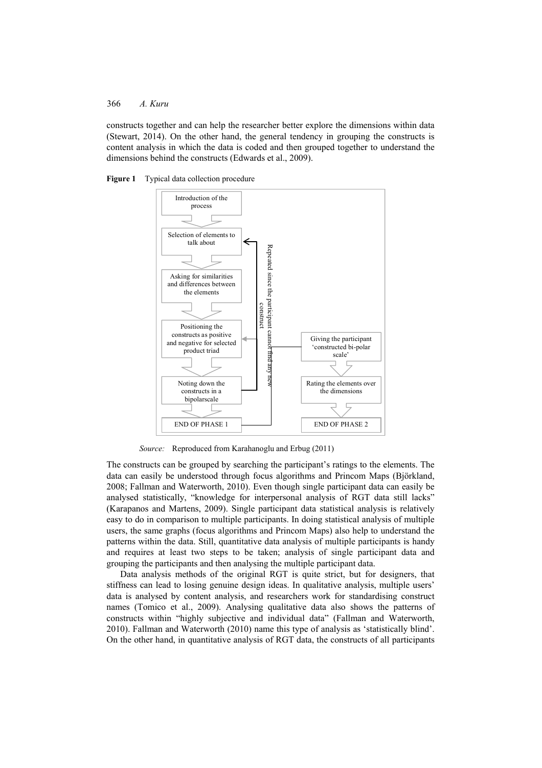constructs together and can help the researcher better explore the dimensions within data (Stewart, 2014). On the other hand, the general tendency in grouping the constructs is content analysis in which the data is coded and then grouped together to understand the dimensions behind the constructs (Edwards et al., 2009).

**Figure 1** Typical data collection procedure

*Source:* Reproduced from Karahanoglu and Erbug (2011)

The constructs can be grouped by searching the participant's ratings to the elements. The data can easily be understood through focus algorithms and Princom Maps (Björkland, 2008; Fallman and Waterworth, 2010). Even though single participant data can easily be analysed statistically, "knowledge for interpersonal analysis of RGT data still lacks" (Karapanos and Martens, 2009). Single participant data statistical analysis is relatively easy to do in comparison to multiple participants. In doing statistical analysis of multiple users, the same graphs (focus algorithms and Princom Maps) also help to understand the patterns within the data. Still, quantitative data analysis of multiple participants is handy and requires at least two steps to be taken; analysis of single participant data and grouping the participants and then analysing the multiple participant data.

Data analysis methods of the original RGT is quite strict, but for designers, that stiffness can lead to losing genuine design ideas. In qualitative analysis, multiple users' data is analysed by content analysis, and researchers work for standardising construct names (Tomico et al., 2009). Analysing qualitative data also shows the patterns of constructs within "highly subjective and individual data" (Fallman and Waterworth, 2010). Fallman and Waterworth (2010) name this type of analysis as 'statistically blind'. On the other hand, in quantitative analysis of RGT data, the constructs of all participants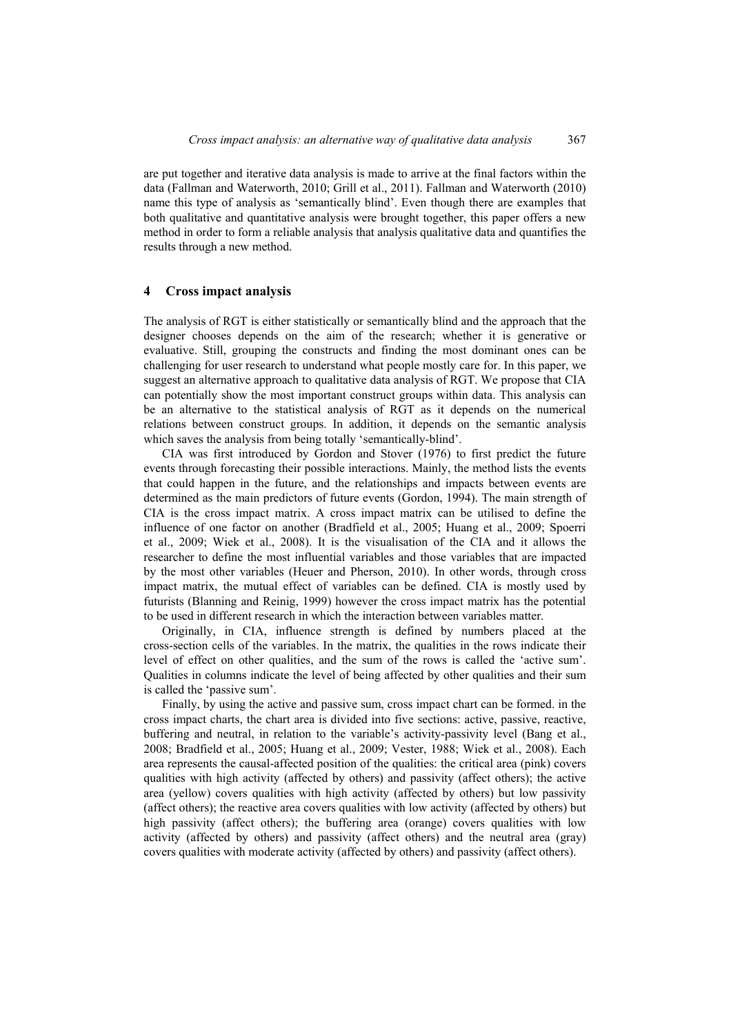are put together and iterative data analysis is made to arrive at the final factors within the data (Fallman and Waterworth, 2010; Grill et al., 2011). Fallman and Waterworth (2010) name this type of analysis as 'semantically blind'. Even though there are examples that both qualitative and quantitative analysis were brought together, this paper offers a new method in order to form a reliable analysis that analysis qualitative data and quantifies the results through a new method.

## 4 Cross impact analysis

The analysis of RGT is either statistically or semantically blind and the approach that the designer chooses depends on the aim of the research; whether it is generative or evaluative. Still, grouping the constructs and finding the most dominant ones can be challenging for user research to understand what people mostly care for. In this paper, we suggest an alternative approach to qualitative data analysis of RGT. We propose that CIA can potentially show the most important construct groups within data. This analysis can be an alternative to the statistical analysis of RGT as it depends on the numerical relations between construct groups. In addition, it depends on the semantic analysis which saves the analysis from being totally 'semantically-blind'.

CIA was first introduced by Gordon and Stover (1976) to first predict the future events through forecasting their possible interactions. Mainly, the method lists the events that could happen in the future, and the relationships and impacts between events are determined as the main predictors of future events (Gordon, 1994). The main strength of CIA is the cross impact matrix. A cross impact matrix can be utilised to define the influence of one factor on another (Bradfield et al., 2005; Huang et al., 2009; Spoerri et al., 2009; Wiek et al., 2008). It is the visualisation of the CIA and it allows the researcher to define the most influential variables and those variables that are impacted by the most other variables (Heuer and Pherson, 2010). In other words, through cross impact matrix, the mutual effect of variables can be defined. CIA is mostly used by futurists (Blanning and Reinig, 1999) however the cross impact matrix has the potential to be used in different research in which the interaction between variables matter.

Originally, in CIA, influence strength is defined by numbers placed at the cross-section cells of the variables. In the matrix, the qualities in the rows indicate their level of effect on other qualities, and the sum of the rows is called the 'active sum'. Qualities in columns indicate the level of being affected by other qualities and their sum is called the 'passive sum'.

Finally, by using the active and passive sum, cross impact chart can be formed. in the cross impact charts, the chart area is divided into five sections: active, passive, reactive, buffering and neutral, in relation to the variable's activity-passivity level (Bang et al., 2008; Bradfield et al., 2005; Huang et al., 2009; Vester, 1988; Wiek et al., 2008). Each area represents the causal-affected position of the qualities: the critical area (pink) covers qualities with high activity (affected by others) and passivity (affect others); the active area (yellow) covers qualities with high activity (affected by others) but low passivity (affect others); the reactive area covers qualities with low activity (affected by others) but high passivity (affect others); the buffering area (orange) covers qualities with low activity (affected by others) and passivity (affect others) and the neutral area (gray) covers qualities with moderate activity (affected by others) and passivity (affect others).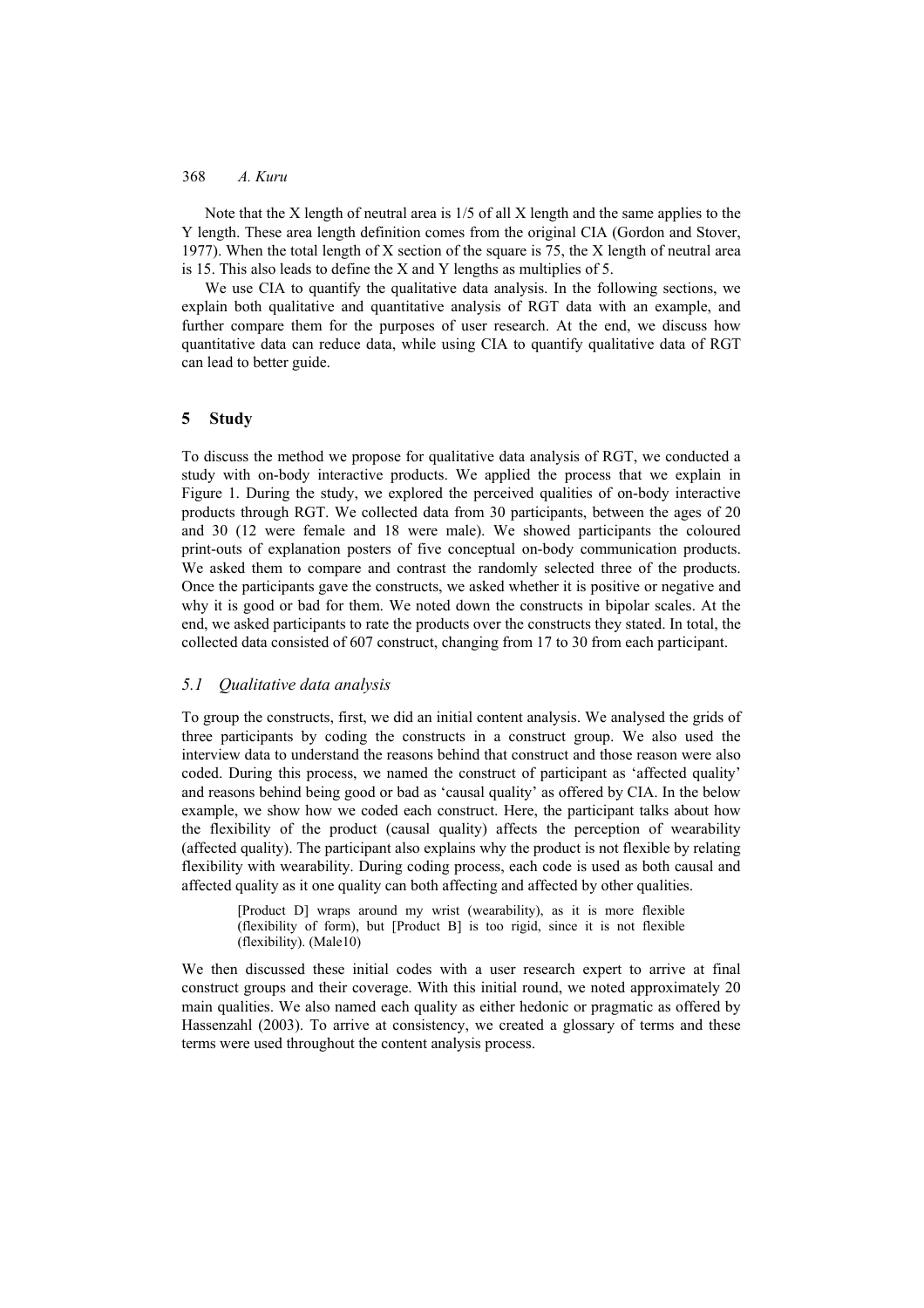Note that the X length of neutral area is 1/5 of all X length and the same applies to the Y length. These area length definition comes from the original CIA (Gordon and Stover, 1977). When the total length of X section of the square is 75, the X length of neutral area is 15. This also leads to define the X and Y lengths as multiples of 5.

We use CIA to quantify the qualitative data analysis. In the following sections, we explain both qualitative and quantitative analysis of RGT data with an example, and further compare them for the purposes of user research. At the end, we discuss how quantitative data can reduce data, while using CIA to quantify qualitative data of RGT can lead to better guide.

## 5 Study

To discuss the method we propose for qualitative data analysis of RGT, we conducted a study with on-body interactive products. We applied the process that we explain in Figure 1. During the study, we explored the perceived qualities of on-body interactive products through RGT. We collected data from 30 participants, between the ages of 20 and 30 (12 were female and 18 were male). We showed participants the coloured print-outs of explanation posters of five conceptual on-body communication products. We asked them to compare and contrast the randomly selected three of the products. Once the participants gave the constructs, we asked whether it is positive or negative and why it is good or bad for them. We noted down the constructs in bipolar scales. At the end, we asked participants to rate the products over the constructs they stated. In total, the collected data consisted of 607 construct, changing from 17 to 30 from each participant.

### 5.1 *Qualitative data analysis*

To group the constructs, first, we did an initial content analysis. We analysed the grids of three participants by coding the constructs in a construct group. We also used the interview data to understand the reasons behind that construct and those reason were also coded. During this process, we named the construct of participant as 'affected quality' and reasons behind being good or bad as 'causal quality' as offered by CIA. In the below example, we show how we coded each construct. Here, the participant talks about how the flexibility of the product (causal quality) affects the perception of wearability (affected quality). The participant also explains why the product is not flexible by relating flexibility with wearability. During coding process, each code is used as both causal and affected quality as it one quality can both affecting and affected by other qualities.

> [Product D] wraps around my wrist (wearability), as it is more flexible (flexibility of form), but [Product B] is too rigid, since it is not flexible (flexibility). (Male10)

We then discussed these initial codes with a user research expert to arrive at final construct groups and their coverage. With this initial round, we noted approximately 20 main qualities. We also named each quality as either hedonic or pragmatic as offered by Hassenzahl (2003). To arrive at consistency, we created a glossary of terms and these terms were used throughout the content analysis process.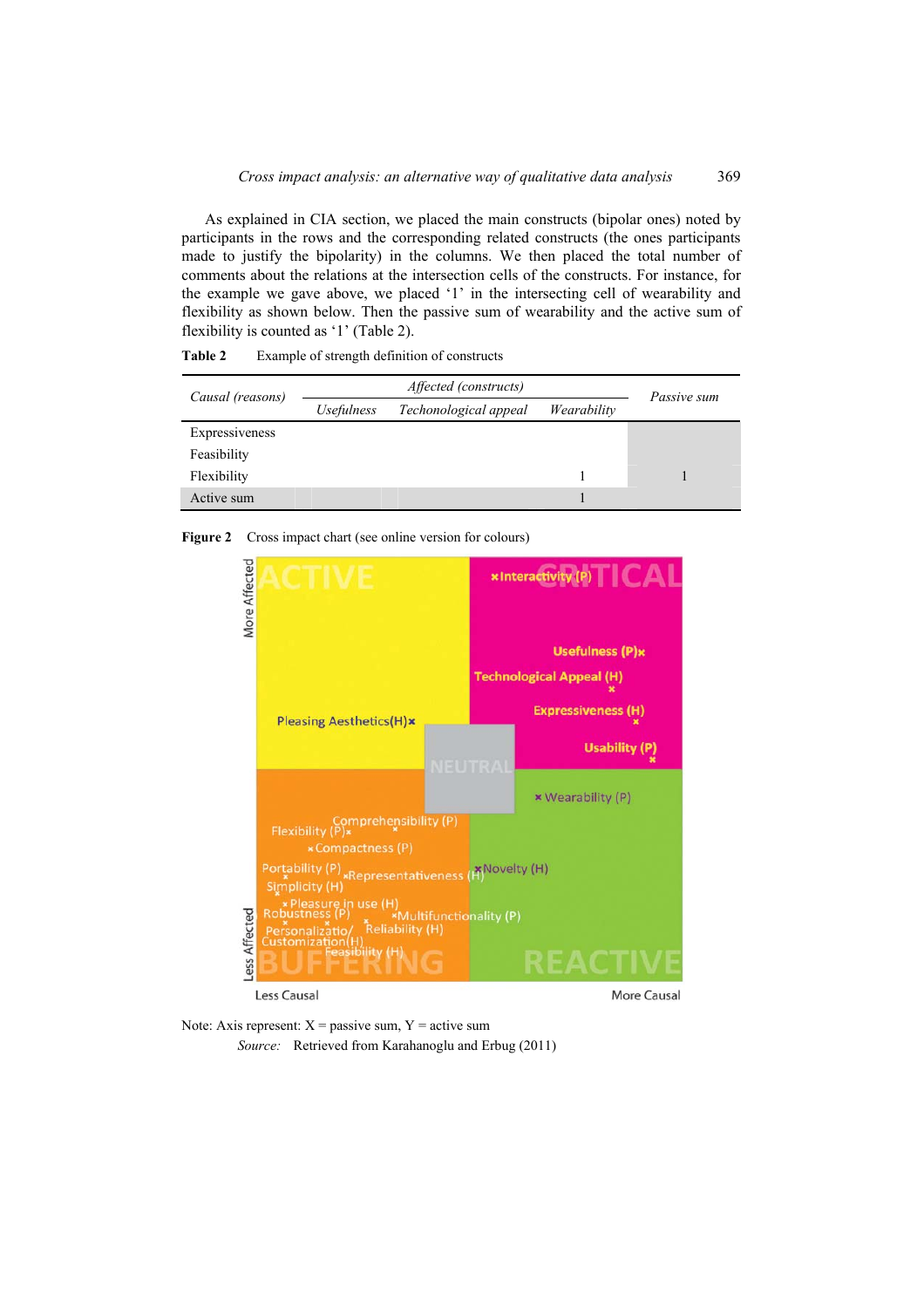As explained in CIA section, we placed the main constructs (bipolar ones) noted by participants in the rows and the corresponding related constructs (the ones participants made to justify the bipolarity) in the columns. We then placed the total number of comments about the relations at the intersection cells of the constructs. For instance, for the example we gave above, we placed '1' in the intersecting cell of wearability and flexibility as shown below. Then the passive sum of wearability and the active sum of flexibility is counted as '1' (Table 2).

**Table 2** Example of strength definition of constructs

| *Causal (reasons)* | *Affected (constructs)* | | | *Passive sum* |
|---|---|---|---|---|
| | *Usefulness* | *Techonological appeal* | *Wearability* | |
| Expressiveness | | | | |
| Feasibility | | | | |
| Flexibility | | | 1 | 1 |
| Active sum | | | 1 | |

**Figure 2** Cross impact chart (see online version for colours)

Note: Axis represent: X = passive sum, Y = active sum

*Source:* Retrieved from Karahanoglu and Erbug (2011)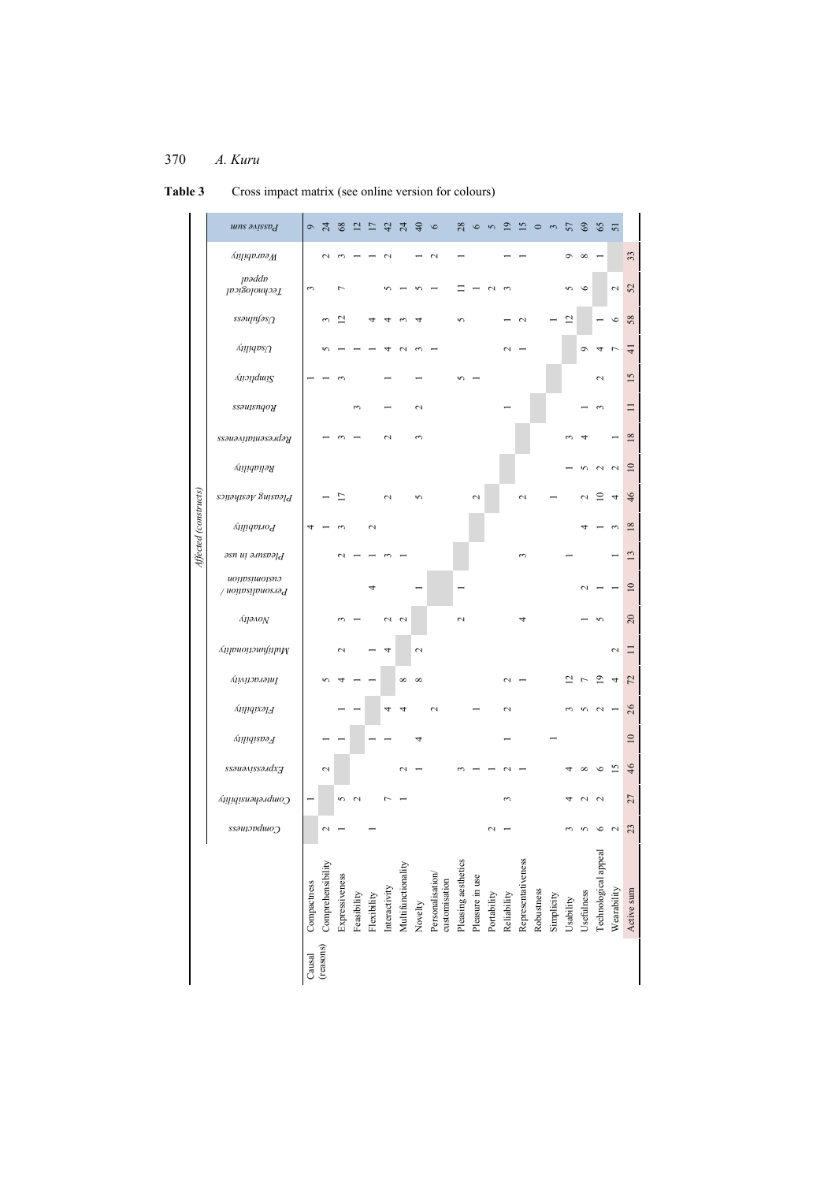**Table 3** Cross impact matrix (see online version for colours)

| Causal (reasons) | Affected (constructs): Compactness | Comprehensibility | Expressiveness | Feasibility | Flexibility | Interactivity | Multifunctionality | Novelty | Personalisation / customisation | Pleasure in use | Portability | Pleasing Aesthetics | Reliability | Representativeness | Robustness | Simplicity | Usability | Usefulness | Technological appeal | Wearability | Passive sum |
|---|---|---|---|---|---|---|---|---|---|---|---|---|---|---|---|---|---|---|---|---|---|
| Compactness | | 1 | | | | | | | | | 4 | | | | | 1 | | | 3 | | 9 |
| Comprehensibility | 2 | | 2 | 1 | | 5 | | | | | 1 | 1 | | 1 | | 1 | 5 | 3 | | 2 | 24 |
| Expressiveness | 1 | 5 | | 1 | 1 | 4 | 2 | 3 | | 2 | 3 | 17 | | 3 | | 3 | 1 | 12 | 7 | 3 | 68 |
| Feasibility | | 2 | | | 1 | 1 | | 1 | | 1 | | | | 1 | 3 | | 1 | | | 1 | 12 |
| Flexibility | 1 | | | 1 | | 1 | 1 | | 4 | 1 | 2 | | | | | | 1 | 4 | | 1 | 17 |
| Interactivity | | 7 | | 1 | 4 | | 4 | 2 | | 3 | | 2 | | 2 | 1 | 1 | 4 | 4 | 5 | 2 | 42 |
| Multifunctionality | | 1 | 2 | | 4 | 8 | | 2 | | 1 | | | | | | | 2 | 3 | 1 | | 24 |
| Novelty | | | 1 | 4 | | 8 | 2 | | 1 | | | 5 | | 3 | 2 | 1 | 3 | 4 | 5 | 1 | 40 |
| Personalisation/ customisation | | | | | 2 | | | | | | | | | | | | 1 | | 1 | 2 | 6 |
| Pleasing aesthetics | | | 3 | | | | | 2 | 1 | | | | | | | 5 | | 5 | 11 | 1 | 28 |
| Pleasure in use | | | 1 | | 1 | | | | | | | 2 | | | | 1 | | | 1 | | 6 |
| Portability | 2 | | 1 | | | | | | | | | | | | | | | | 2 | | 5 |
| Reliability | 1 | 3 | 2 | 1 | 2 | 2 | | | | | | | | | 1 | | 2 | 1 | 3 | 1 | 19 |
| Representativeness | | | 1 | | | 1 | | 4 | | 3 | | 2 | | | | | 1 | 2 | | 1 | 15 |
| Robustness | | | | | | | | | | | | | | | | | | | | | 0 |
| Simplicity | | | | 1 | | | | | | | | 1 | | | | | | 1 | | | 3 |
| Usability | 3 | 4 | 4 | | 3 | 12 | | | | 1 | | | 1 | 3 | | | | 12 | 5 | 9 | 57 |
| Usefulness | 5 | 2 | 8 | | 5 | 7 | | 1 | 2 | | 4 | 2 | 5 | 4 | 1 | | 9 | | 6 | 8 | 69 |
| Technological appeal | 6 | 2 | 6 | | 2 | 19 | | 5 | 1 | | 1 | 10 | 2 | | 3 | 2 | 4 | 1 | | 1 | 65 |
| Wearability | 2 | | 15 | | 1 | 4 | 2 | | 1 | 1 | 3 | 4 | 2 | 1 | | | 7 | 6 | 2 | | 51 |
| Active sum | 23 | 27 | 46 | 10 | 26 | 72 | 11 | 20 | 10 | 13 | 18 | 46 | 10 | 18 | 11 | 15 | 41 | 58 | 52 | 33 | |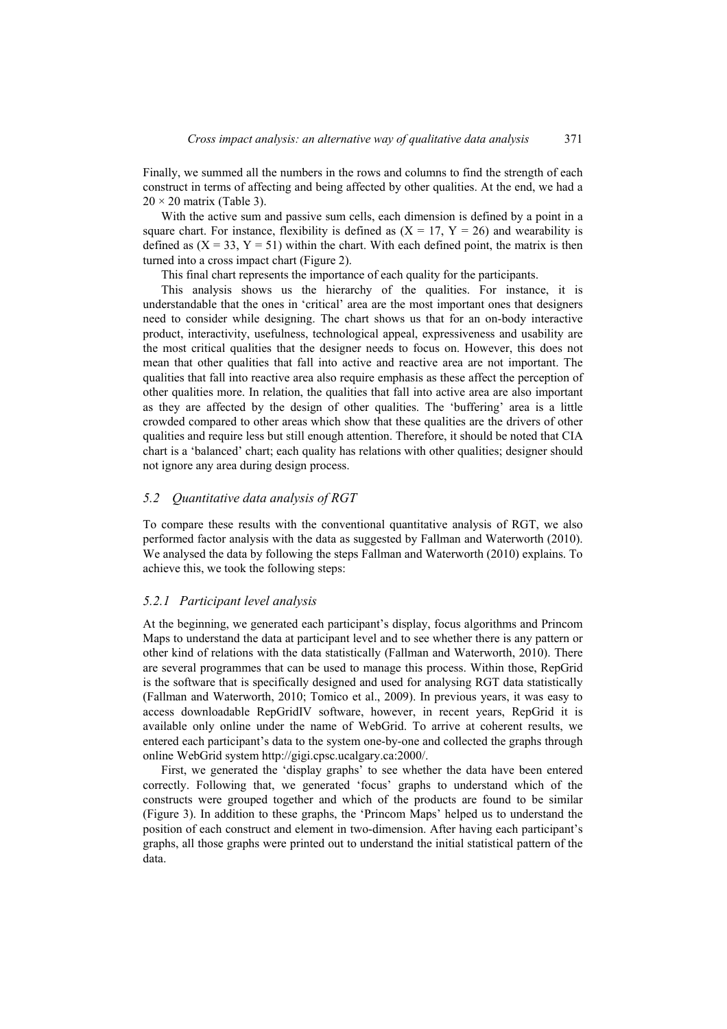Finally, we summed all the numbers in the rows and columns to find the strength of each construct in terms of affecting and being affected by other qualities. At the end, we had a $20 \times 20$ matrix (Table 3).

With the active sum and passive sum cells, each dimension is defined by a point in a square chart. For instance, flexibility is defined as ($X = 17$, $Y = 26$) and wearability is defined as ($X = 33$, $Y = 51$) within the chart. With each defined point, the matrix is then turned into a cross impact chart (Figure 2).

This final chart represents the importance of each quality for the participants.

This analysis shows us the hierarchy of the qualities. For instance, it is understandable that the ones in 'critical' area are the most important ones that designers need to consider while designing. The chart shows us that for an on-body interactive product, interactivity, usefulness, technological appeal, expressiveness and usability are the most critical qualities that the designer needs to focus on. However, this does not mean that other qualities that fall into active and reactive area are not important. The qualities that fall into reactive area also require emphasis as these affect the perception of other qualities more. In relation, the qualities that fall into active area are also important as they are affected by the design of other qualities. The 'buffering' area is a little crowded compared to other areas which show that these qualities are the drivers of other qualities and require less but still enough attention. Therefore, it should be noted that CIA chart is a 'balanced' chart; each quality has relations with other qualities; designer should not ignore any area during design process.

### *5.2 Quantitative data analysis of RGT*

To compare these results with the conventional quantitative analysis of RGT, we also performed factor analysis with the data as suggested by Fallman and Waterworth (2010). We analysed the data by following the steps Fallman and Waterworth (2010) explains. To achieve this, we took the following steps:

#### *5.2.1 Participant level analysis*

At the beginning, we generated each participant's display, focus algorithms and Princom Maps to understand the data at participant level and to see whether there is any pattern or other kind of relations with the data statistically (Fallman and Waterworth, 2010). There are several programmes that can be used to manage this process. Within those, RepGrid is the software that is specifically designed and used for analysing RGT data statistically (Fallman and Waterworth, 2010; Tomico et al., 2009). In previous years, it was easy to access downloadable RepGridIV software, however, in recent years, RepGrid it is available only online under the name of WebGrid. To arrive at coherent results, we entered each participant's data to the system one-by-one and collected the graphs through online WebGrid system http://gigi.cpsc.ucalgary.ca:2000/.

First, we generated the 'display graphs' to see whether the data have been entered correctly. Following that, we generated 'focus' graphs to understand which of the constructs were grouped together and which of the products are found to be similar (Figure 3). In addition to these graphs, the 'Princom Maps' helped us to understand the position of each construct and element in two-dimension. After having each participant's graphs, all those graphs were printed out to understand the initial statistical pattern of the data.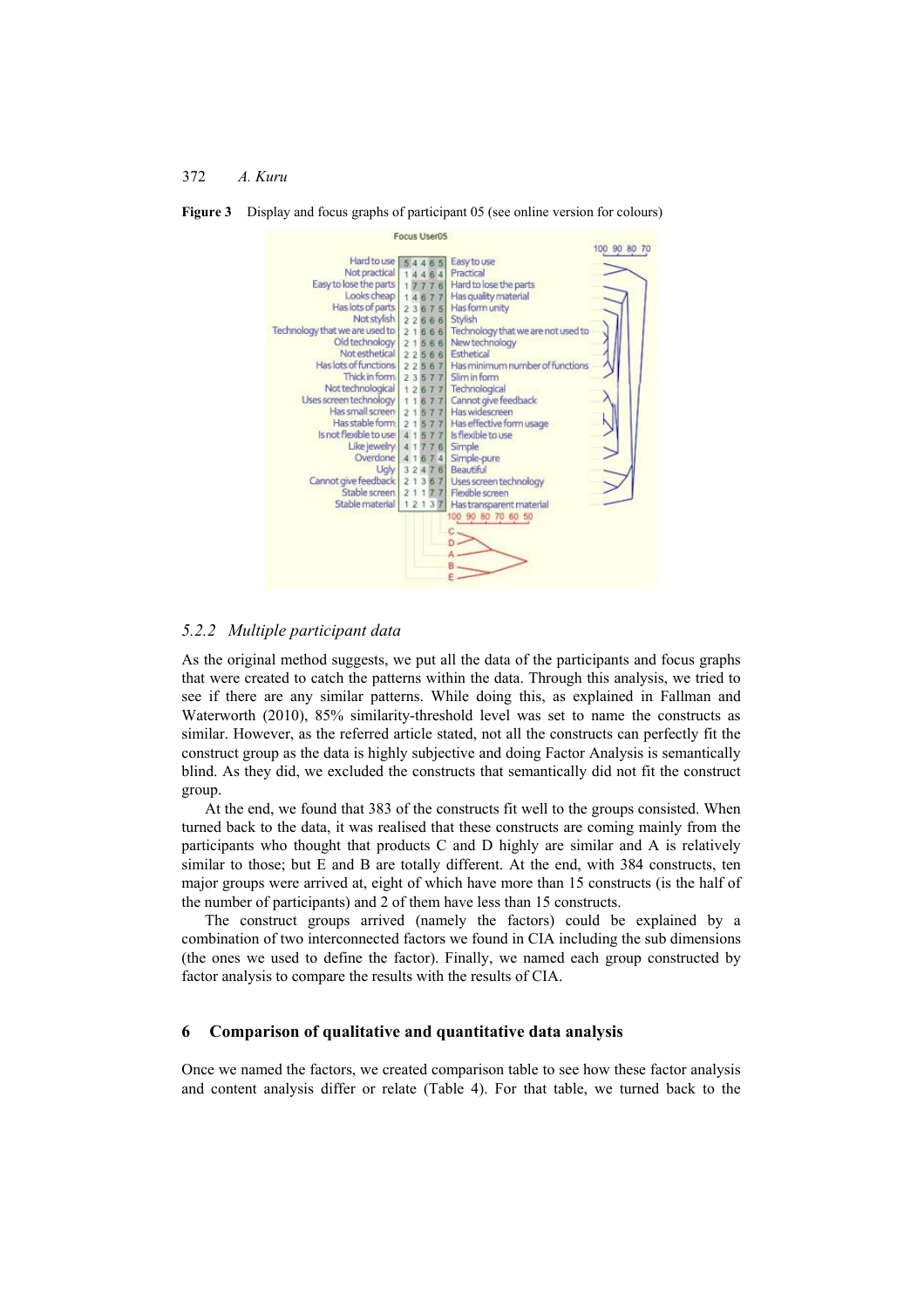**Figure 3** Display and focus graphs of participant 05 (see online version for colours)

Focus User05

| Construct (left pole) | C | D | A | B | E | Construct (right pole) |
|---|---|---|---|---|---|---|
| Hard to use | 5 | 4 | 4 | 6 | 5 | Easy to use |
| Not practical | 1 | 4 | 4 | 6 | 4 | Practical |
| Easy to lose the parts | 1 | 7 | 7 | 7 | 6 | Hard to lose the parts |
| Looks cheap | 1 | 4 | 6 | 7 | 7 | Has quality material |
| Has lots of parts | 2 | 3 | 6 | 7 | 5 | Has form unity |
| Not stylish | 2 | 2 | 6 | 6 | 6 | Stylish |
| Technology that we are used to | 2 | 1 | 6 | 6 | 6 | Technology that we are not used to |
| Old technology | 2 | 1 | 5 | 6 | 6 | New technology |
| Not esthetical | 2 | 2 | 5 | 6 | 6 | Esthetical |
| Has lots of functions | 2 | 2 | 5 | 6 | 7 | Has minimum number of functions |
| Thick in form | 2 | 3 | 5 | 7 | 7 | Slim in form |
| Not technological | 1 | 2 | 6 | 7 | 7 | Technological |
| Uses screen technology | 1 | 1 | 6 | 7 | 7 | Cannot give feedback |
| Has small screen | 2 | 1 | 5 | 7 | 7 | Has widescreen |
| Has stable form | 2 | 1 | 5 | 7 | 7 | Has effective form usage |
| Is not flexible to use | 4 | 1 | 5 | 7 | 7 | Is flexible to use |
| Like jewelry | 4 | 1 | 7 | 7 | 6 | Simple |
| Overdone | 4 | 1 | 6 | 7 | 4 | Simple-pure |
| Ugly | 3 | 2 | 4 | 7 | 6 | Beautiful |
| Cannot give feedback | 2 | 1 | 3 | 6 | 7 | Uses screen technology |
| Stable screen | 2 | 1 | 1 | 7 | 7 | Flexible screen |
| Stable material | 1 | 2 | 1 | 3 | 7 | Has transparent material |

### 5.2.2 Multiple participant data

As the original method suggests, we put all the data of the participants and focus graphs that were created to catch the patterns within the data. Through this analysis, we tried to see if there are any similar patterns. While doing this, as explained in Fallman and Waterworth (2010), 85% similarity-threshold level was set to name the constructs as similar. However, as the referred article stated, not all the constructs can perfectly fit the construct group as the data is highly subjective and doing Factor Analysis is semantically blind. As they did, we excluded the constructs that semantically did not fit the construct group.

At the end, we found that 383 of the constructs fit well to the groups consisted. When turned back to the data, it was realised that these constructs are coming mainly from the participants who thought that products C and D highly are similar and A is relatively similar to those; but E and B are totally different. At the end, with 384 constructs, ten major groups were arrived at, eight of which have more than 15 constructs (is the half of the number of participants) and 2 of them have less than 15 constructs.

The construct groups arrived (namely the factors) could be explained by a combination of two interconnected factors we found in CIA including the sub dimensions (the ones we used to define the factor). Finally, we named each group constructed by factor analysis to compare the results with the results of CIA.

## 6 Comparison of qualitative and quantitative data analysis

Once we named the factors, we created comparison table to see how these factor analysis and content analysis differ or relate (Table 4). For that table, we turned back to the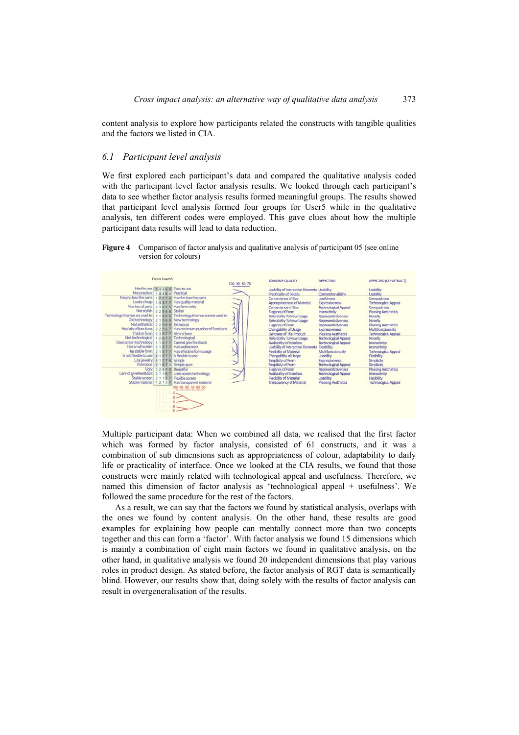content analysis to explore how participants related the constructs with tangible qualities and the factors we listed in CIA.

## 6.1 Participant level analysis

We first explored each participant's data and compared the qualitative analysis coded with the participant level factor analysis results. We looked through each participant's data to see whether factor analysis results formed meaningful groups. The results showed that participant level analysis formed four groups for User5 while in the qualitative analysis, ten different codes were employed. This gave clues about how the multiple participant data results will lead to data reduction.

**Figure 4** Comparison of factor analysis and qualitative analysis of participant 05 (see online version for colours)

Multiple participant data: When we combined all data, we realised that the first factor which was formed by factor analysis, consisted of 61 constructs, and it was a combination of sub dimensions such as appropriateness of colour, adaptability to daily life or practicality of interface. Once we looked at the CIA results, we found that those constructs were mainly related with technological appeal and usefulness. Therefore, we named this dimension of factor analysis as 'technological appeal + usefulness'. We followed the same procedure for the rest of the factors.

As a result, we can say that the factors we found by statistical analysis, overlaps with the ones we found by content analysis. On the other hand, these results are good examples for explaining how people can mentally connect more than two concepts together and this can form a 'factor'. With factor analysis we found 15 dimensions which is mainly a combination of eight main factors we found in qualitative analysis, on the other hand, in qualitative analysis we found 20 independent dimensions that play various roles in product design. As stated before, the factor analysis of RGT data is semantically blind. However, our results show that, doing solely with the results of factor analysis can result in overgeneralisation of the results.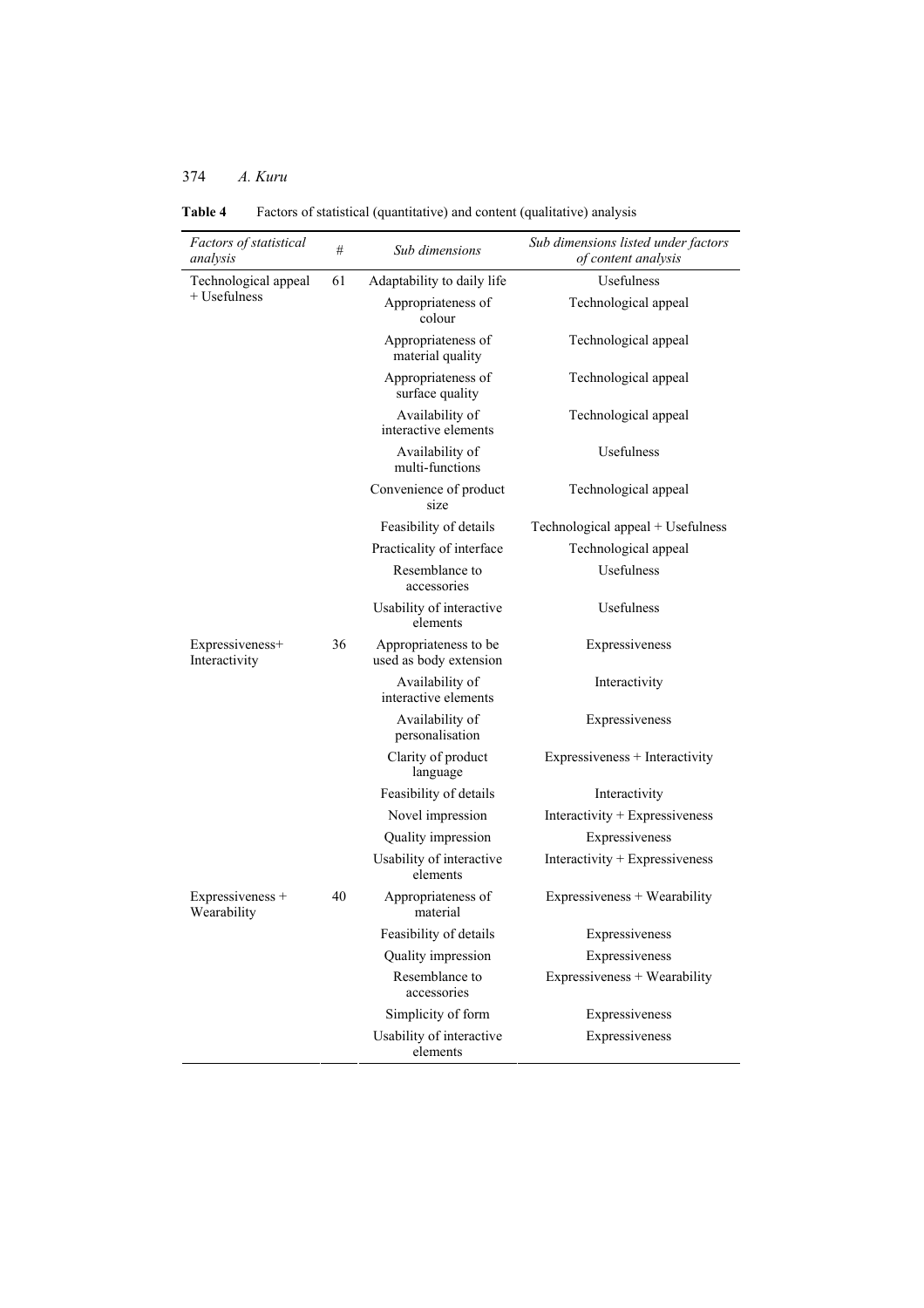**Table 4** Factors of statistical (quantitative) and content (qualitative) analysis

| *Factors of statistical analysis* | *#* | *Sub dimensions* | *Sub dimensions listed under factors of content analysis* |
|---|---|---|---|
| Technological appeal + Usefulness | 61 | Adaptability to daily life | Usefulness |
| | | Appropriateness of colour | Technological appeal |
| | | Appropriateness of material quality | Technological appeal |
| | | Appropriateness of surface quality | Technological appeal |
| | | Availability of interactive elements | Technological appeal |
| | | Availability of multi-functions | Usefulness |
| | | Convenience of product size | Technological appeal |
| | | Feasibility of details | Technological appeal + Usefulness |
| | | Practicality of interface | Technological appeal |
| | | Resemblance to accessories | Usefulness |
| | | Usability of interactive elements | Usefulness |
| Expressiveness+ Interactivity | 36 | Appropriateness to be used as body extension | Expressiveness |
| | | Availability of interactive elements | Interactivity |
| | | Availability of personalisation | Expressiveness |
| | | Clarity of product language | Expressiveness + Interactivity |
| | | Feasibility of details | Interactivity |
| | | Novel impression | Interactivity + Expressiveness |
| | | Quality impression | Expressiveness |
| | | Usability of interactive elements | Interactivity + Expressiveness |
| Expressiveness + Wearability | 40 | Appropriateness of material | Expressiveness + Wearability |
| | | Feasibility of details | Expressiveness |
| | | Quality impression | Expressiveness |
| | | Resemblance to accessories | Expressiveness + Wearability |
| | | Simplicity of form | Expressiveness |
| | | Usability of interactive elements | Expressiveness |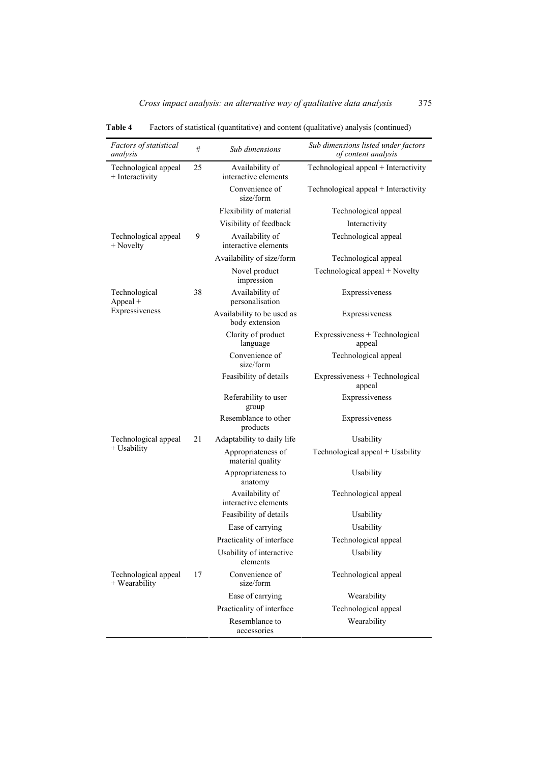**Table 4** Factors of statistical (quantitative) and content (qualitative) analysis (continued)

| *Factors of statistical analysis* | *#* | *Sub dimensions* | *Sub dimensions listed under factors of content analysis* |
|---|---|---|---|
| Technological appeal + Interactivity | 25 | Availability of interactive elements | Technological appeal + Interactivity |
| | | Convenience of size/form | Technological appeal + Interactivity |
| | | Flexibility of material | Technological appeal |
| | | Visibility of feedback | Interactivity |
| Technological appeal + Novelty | 9 | Availability of interactive elements | Technological appeal |
| | | Availability of size/form | Technological appeal |
| | | Novel product impression | Technological appeal + Novelty |
| Technological Appeal + Expressiveness | 38 | Availability of personalisation | Expressiveness |
| | | Availability to be used as body extension | Expressiveness |
| | | Clarity of product language | Expressiveness + Technological appeal |
| | | Convenience of size/form | Technological appeal |
| | | Feasibility of details | Expressiveness + Technological appeal |
| | | Referability to user group | Expressiveness |
| | | Resemblance to other products | Expressiveness |
| Technological appeal + Usability | 21 | Adaptability to daily life | Usability |
| | | Appropriateness of material quality | Technological appeal + Usability |
| | | Appropriateness to anatomy | Usability |
| | | Availability of interactive elements | Technological appeal |
| | | Feasibility of details | Usability |
| | | Ease of carrying | Usability |
| | | Practicality of interface | Technological appeal |
| | | Usability of interactive elements | Usability |
| Technological appeal + Wearability | 17 | Convenience of size/form | Technological appeal |
| | | Ease of carrying | Wearability |
| | | Practicality of interface | Technological appeal |
| | | Resemblance to accessories | Wearability |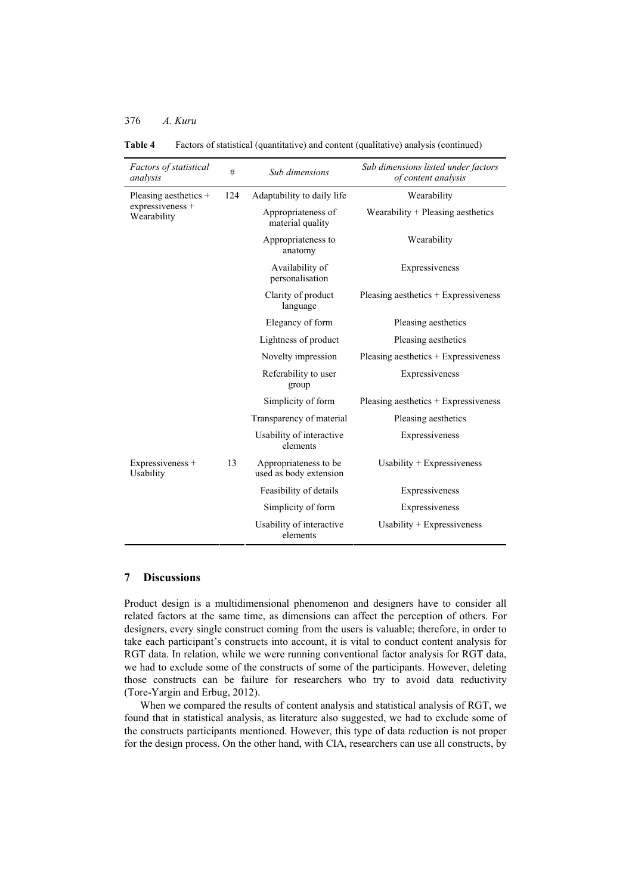**Table 4** Factors of statistical (quantitative) and content (qualitative) analysis (continued)

| *Factors of statistical analysis* | *#* | *Sub dimensions* | *Sub dimensions listed under factors of content analysis* |
|---|---|---|---|
| Pleasing aesthetics + expressiveness + Wearability | 124 | Adaptability to daily life | Wearability |
| | | Appropriateness of material quality | Wearability + Pleasing aesthetics |
| | | Appropriateness to anatomy | Wearability |
| | | Availability of personalisation | Expressiveness |
| | | Clarity of product language | Pleasing aesthetics + Expressiveness |
| | | Elegancy of form | Pleasing aesthetics |
| | | Lightness of product | Pleasing aesthetics |
| | | Novelty impression | Pleasing aesthetics + Expressiveness |
| | | Referability to user group | Expressiveness |
| | | Simplicity of form | Pleasing aesthetics + Expressiveness |
| | | Transparency of material | Pleasing aesthetics |
| | | Usability of interactive elements | Expressiveness |
| Expressiveness + Usability | 13 | Appropriateness to be used as body extension | Usability + Expressiveness |
| | | Feasibility of details | Expressiveness |
| | | Simplicity of form | Expressiveness |
| | | Usability of interactive elements | Usability + Expressiveness |

## 7 Discussions

Product design is a multidimensional phenomenon and designers have to consider all related factors at the same time, as dimensions can affect the perception of others. For designers, every single construct coming from the users is valuable; therefore, in order to take each participant's constructs into account, it is vital to conduct content analysis for RGT data. In relation, while we were running conventional factor analysis for RGT data, we had to exclude some of the constructs of some of the participants. However, deleting those constructs can be failure for researchers who try to avoid data reductivity (Tore-Yargin and Erbug, 2012).

When we compared the results of content analysis and statistical analysis of RGT, we found that in statistical analysis, as literature also suggested, we had to exclude some of the constructs participants mentioned. However, this type of data reduction is not proper for the design process. On the other hand, with CIA, researchers can use all constructs, by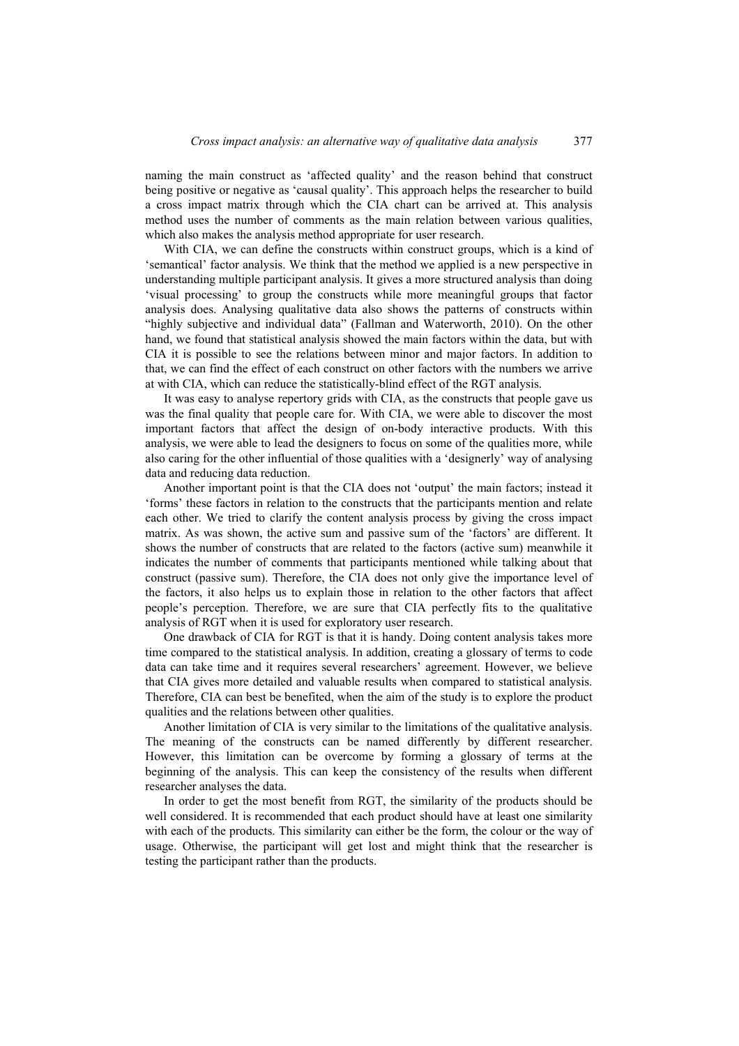naming the main construct as 'affected quality' and the reason behind that construct being positive or negative as 'causal quality'. This approach helps the researcher to build a cross impact matrix through which the CIA chart can be arrived at. This analysis method uses the number of comments as the main relation between various qualities, which also makes the analysis method appropriate for user research.

With CIA, we can define the constructs within construct groups, which is a kind of 'semantical' factor analysis. We think that the method we applied is a new perspective in understanding multiple participant analysis. It gives a more structured analysis than doing 'visual processing' to group the constructs while more meaningful groups that factor analysis does. Analysing qualitative data also shows the patterns of constructs within "highly subjective and individual data" (Fallman and Waterworth, 2010). On the other hand, we found that statistical analysis showed the main factors within the data, but with CIA it is possible to see the relations between minor and major factors. In addition to that, we can find the effect of each construct on other factors with the numbers we arrive at with CIA, which can reduce the statistically-blind effect of the RGT analysis.

It was easy to analyse repertory grids with CIA, as the constructs that people gave us was the final quality that people care for. With CIA, we were able to discover the most important factors that affect the design of on-body interactive products. With this analysis, we were able to lead the designers to focus on some of the qualities more, while also caring for the other influential of those qualities with a 'designerly' way of analysing data and reducing data reduction.

Another important point is that the CIA does not 'output' the main factors; instead it 'forms' these factors in relation to the constructs that the participants mention and relate each other. We tried to clarify the content analysis process by giving the cross impact matrix. As was shown, the active sum and passive sum of the 'factors' are different. It shows the number of constructs that are related to the factors (active sum) meanwhile it indicates the number of comments that participants mentioned while talking about that construct (passive sum). Therefore, the CIA does not only give the importance level of the factors, it also helps us to explain those in relation to the other factors that affect people's perception. Therefore, we are sure that CIA perfectly fits to the qualitative analysis of RGT when it is used for exploratory user research.

One drawback of CIA for RGT is that it is handy. Doing content analysis takes more time compared to the statistical analysis. In addition, creating a glossary of terms to code data can take time and it requires several researchers' agreement. However, we believe that CIA gives more detailed and valuable results when compared to statistical analysis. Therefore, CIA can best be benefited, when the aim of the study is to explore the product qualities and the relations between other qualities.

Another limitation of CIA is very similar to the limitations of the qualitative analysis. The meaning of the constructs can be named differently by different researcher. However, this limitation can be overcome by forming a glossary of terms at the beginning of the analysis. This can keep the consistency of the results when different researcher analyses the data.

In order to get the most benefit from RGT, the similarity of the products should be well considered. It is recommended that each product should have at least one similarity with each of the products. This similarity can either be the form, the colour or the way of usage. Otherwise, the participant will get lost and might think that the researcher is testing the participant rather than the products.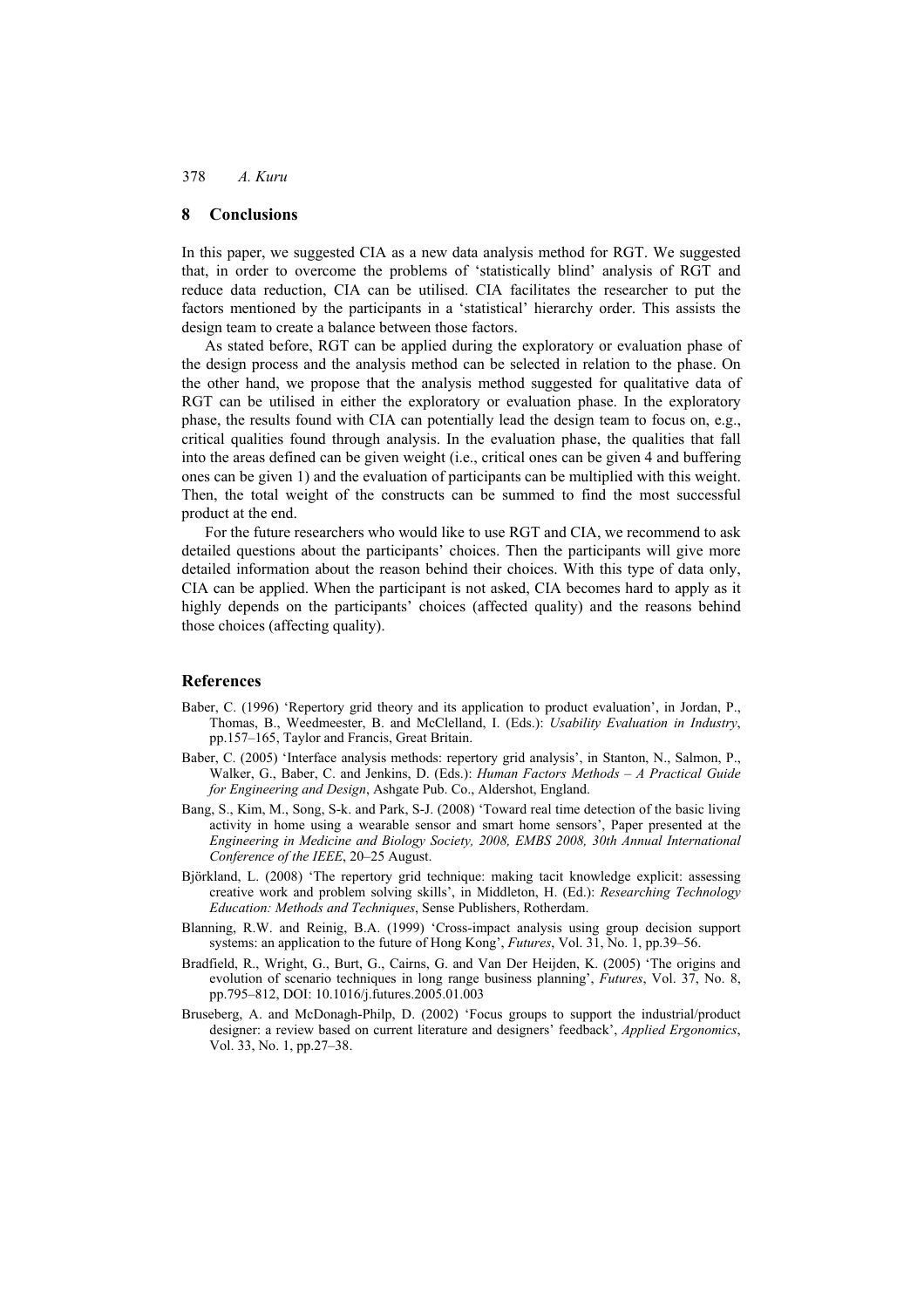## 8 Conclusions

In this paper, we suggested CIA as a new data analysis method for RGT. We suggested that, in order to overcome the problems of 'statistically blind' analysis of RGT and reduce data reduction, CIA can be utilised. CIA facilitates the researcher to put the factors mentioned by the participants in a 'statistical' hierarchy order. This assists the design team to create a balance between those factors.

As stated before, RGT can be applied during the exploratory or evaluation phase of the design process and the analysis method can be selected in relation to the phase. On the other hand, we propose that the analysis method suggested for qualitative data of RGT can be utilised in either the exploratory or evaluation phase. In the exploratory phase, the results found with CIA can potentially lead the design team to focus on, e.g., critical qualities found through analysis. In the evaluation phase, the qualities that fall into the areas defined can be given weight (i.e., critical ones can be given 4 and buffering ones can be given 1) and the evaluation of participants can be multiplied with this weight. Then, the total weight of the constructs can be summed to find the most successful product at the end.

For the future researchers who would like to use RGT and CIA, we recommend to ask detailed questions about the participants' choices. Then the participants will give more detailed information about the reason behind their choices. With this type of data only, CIA can be applied. When the participant is not asked, CIA becomes hard to apply as it highly depends on the participants' choices (affected quality) and the reasons behind those choices (affecting quality).

## References

Baber, C. (1996) 'Repertory grid theory and its application to product evaluation', in Jordan, P., Thomas, B., Weedmeester, B. and McClelland, I. (Eds.): *Usability Evaluation in Industry*, pp.157–165, Taylor and Francis, Great Britain.

Baber, C. (2005) 'Interface analysis methods: repertory grid analysis', in Stanton, N., Salmon, P., Walker, G., Baber, C. and Jenkins, D. (Eds.): *Human Factors Methods – A Practical Guide for Engineering and Design*, Ashgate Pub. Co., Aldershot, England.

Bang, S., Kim, M., Song, S-k. and Park, S-J. (2008) 'Toward real time detection of the basic living activity in home using a wearable sensor and smart home sensors', Paper presented at the *Engineering in Medicine and Biology Society, 2008, EMBS 2008, 30th Annual International Conference of the IEEE*, 20–25 August.

Björkland, L. (2008) 'The repertory grid technique: making tacit knowledge explicit: assessing creative work and problem solving skills', in Middleton, H. (Ed.): *Researching Technology Education: Methods and Techniques*, Sense Publishers, Rotherdam.

Blanning, R.W. and Reinig, B.A. (1999) 'Cross-impact analysis using group decision support systems: an application to the future of Hong Kong', *Futures*, Vol. 31, No. 1, pp.39–56.

Bradfield, R., Wright, G., Burt, G., Cairns, G. and Van Der Heijden, K. (2005) 'The origins and evolution of scenario techniques in long range business planning', *Futures*, Vol. 37, No. 8, pp.795–812, DOI: 10.1016/j.futures.2005.01.003

Bruseberg, A. and McDonagh-Philp, D. (2002) 'Focus groups to support the industrial/product designer: a review based on current literature and designers' feedback', *Applied Ergonomics*, Vol. 33, No. 1, pp.27–38.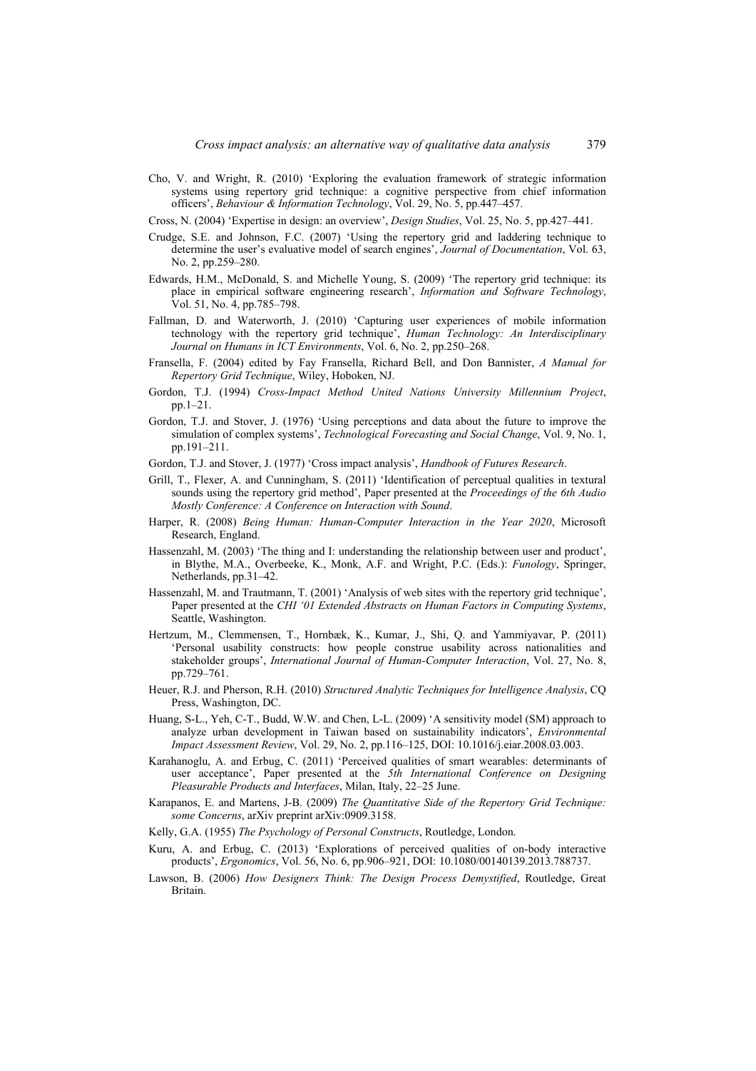Cho, V. and Wright, R. (2010) 'Exploring the evaluation framework of strategic information systems using repertory grid technique: a cognitive perspective from chief information officers', *Behaviour & Information Technology*, Vol. 29, No. 5, pp.447–457.

Cross, N. (2004) 'Expertise in design: an overview', *Design Studies*, Vol. 25, No. 5, pp.427–441.

Crudge, S.E. and Johnson, F.C. (2007) 'Using the repertory grid and laddering technique to determine the user's evaluative model of search engines', *Journal of Documentation*, Vol. 63, No. 2, pp.259–280.

Edwards, H.M., McDonald, S. and Michelle Young, S. (2009) 'The repertory grid technique: its place in empirical software engineering research', *Information and Software Technology*, Vol. 51, No. 4, pp.785–798.

Fallman, D. and Waterworth, J. (2010) 'Capturing user experiences of mobile information technology with the repertory grid technique', *Human Technology: An Interdisciplinary Journal on Humans in ICT Environments*, Vol. 6, No. 2, pp.250–268.

Fransella, F. (2004) edited by Fay Fransella, Richard Bell, and Don Bannister, *A Manual for Repertory Grid Technique*, Wiley, Hoboken, NJ.

Gordon, T.J. (1994) *Cross-Impact Method United Nations University Millennium Project*, pp.1–21.

Gordon, T.J. and Stover, J. (1976) 'Using perceptions and data about the future to improve the simulation of complex systems', *Technological Forecasting and Social Change*, Vol. 9, No. 1, pp.191–211.

Gordon, T.J. and Stover, J. (1977) 'Cross impact analysis', *Handbook of Futures Research*.

Grill, T., Flexer, A. and Cunningham, S. (2011) 'Identification of perceptual qualities in textural sounds using the repertory grid method', Paper presented at the *Proceedings of the 6th Audio Mostly Conference: A Conference on Interaction with Sound*.

Harper, R. (2008) *Being Human: Human-Computer Interaction in the Year 2020*, Microsoft Research, England.

Hassenzahl, M. (2003) 'The thing and I: understanding the relationship between user and product', in Blythe, M.A., Overbeeke, K., Monk, A.F. and Wright, P.C. (Eds.): *Funology*, Springer, Netherlands, pp.31–42.

Hassenzahl, M. and Trautmann, T. (2001) 'Analysis of web sites with the repertory grid technique', Paper presented at the *CHI '01 Extended Abstracts on Human Factors in Computing Systems*, Seattle, Washington.

Hertzum, M., Clemmensen, T., Hornbæk, K., Kumar, J., Shi, Q. and Yammiyavar, P. (2011) 'Personal usability constructs: how people construe usability across nationalities and stakeholder groups', *International Journal of Human-Computer Interaction*, Vol. 27, No. 8, pp.729–761.

Heuer, R.J. and Pherson, R.H. (2010) *Structured Analytic Techniques for Intelligence Analysis*, CQ Press, Washington, DC.

Huang, S-L., Yeh, C-T., Budd, W.W. and Chen, L-L. (2009) 'A sensitivity model (SM) approach to analyze urban development in Taiwan based on sustainability indicators', *Environmental Impact Assessment Review*, Vol. 29, No. 2, pp.116–125, DOI: 10.1016/j.eiar.2008.03.003.

Karahanoglu, A. and Erbug, C. (2011) 'Perceived qualities of smart wearables: determinants of user acceptance', Paper presented at the *5th International Conference on Designing Pleasurable Products and Interfaces*, Milan, Italy, 22–25 June.

Karapanos, E. and Martens, J-B. (2009) *The Quantitative Side of the Repertory Grid Technique: some Concerns*, arXiv preprint arXiv:0909.3158.

Kelly, G.A. (1955) *The Psychology of Personal Constructs*, Routledge, London.

Kuru, A. and Erbug, C. (2013) 'Explorations of perceived qualities of on-body interactive products', *Ergonomics*, Vol. 56, No. 6, pp.906–921, DOI: 10.1080/00140139.2013.788737.

Lawson, B. (2006) *How Designers Think: The Design Process Demystified*, Routledge, Great Britain.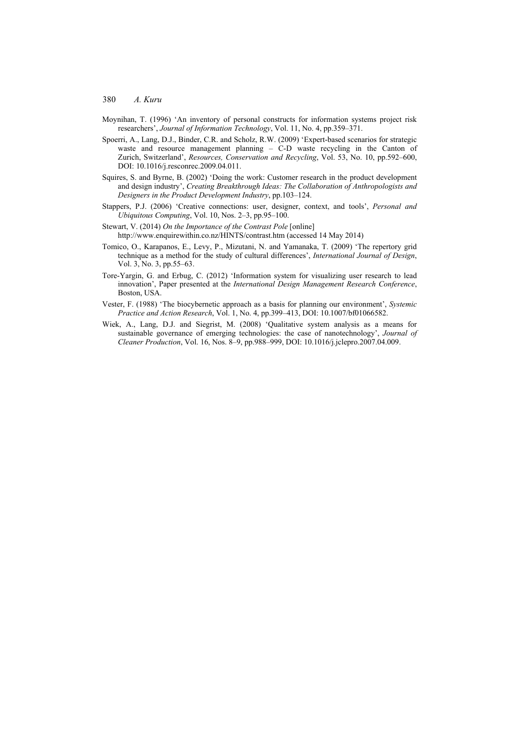Moynihan, T. (1996) 'An inventory of personal constructs for information systems project risk researchers', *Journal of Information Technology*, Vol. 11, No. 4, pp.359–371.

Spoerri, A., Lang, D.J., Binder, C.R. and Scholz, R.W. (2009) 'Expert-based scenarios for strategic waste and resource management planning – C-D waste recycling in the Canton of Zurich, Switzerland', *Resources, Conservation and Recycling*, Vol. 53, No. 10, pp.592–600, DOI: 10.1016/j.resconrec.2009.04.011.

Squires, S. and Byrne, B. (2002) 'Doing the work: Customer research in the product development and design industry', *Creating Breakthrough Ideas: The Collaboration of Anthropologists and Designers in the Product Development Industry*, pp.103–124.

Stappers, P.J. (2006) 'Creative connections: user, designer, context, and tools', *Personal and Ubiquitous Computing*, Vol. 10, Nos. 2–3, pp.95–100.

Stewart, V. (2014) *On the Importance of the Contrast Pole* [online] http://www.enquirewithin.co.nz/HINTS/contrast.htm (accessed 14 May 2014)

Tomico, O., Karapanos, E., Levy, P., Mizutani, N. and Yamanaka, T. (2009) 'The repertory grid technique as a method for the study of cultural differences', *International Journal of Design*, Vol. 3, No. 3, pp.55–63.

Tore-Yargin, G. and Erbug, C. (2012) 'Information system for visualizing user research to lead innovation', Paper presented at the *International Design Management Research Conference*, Boston, USA.

Vester, F. (1988) 'The biocybernetic approach as a basis for planning our environment', *Systemic Practice and Action Research*, Vol. 1, No. 4, pp.399–413, DOI: 10.1007/bf01066582.

Wiek, A., Lang, D.J. and Siegrist, M. (2008) 'Qualitative system analysis as a means for sustainable governance of emerging technologies: the case of nanotechnology', *Journal of Cleaner Production*, Vol. 16, Nos. 8–9, pp.988–999, DOI: 10.1016/j.jclepro.2007.04.009.